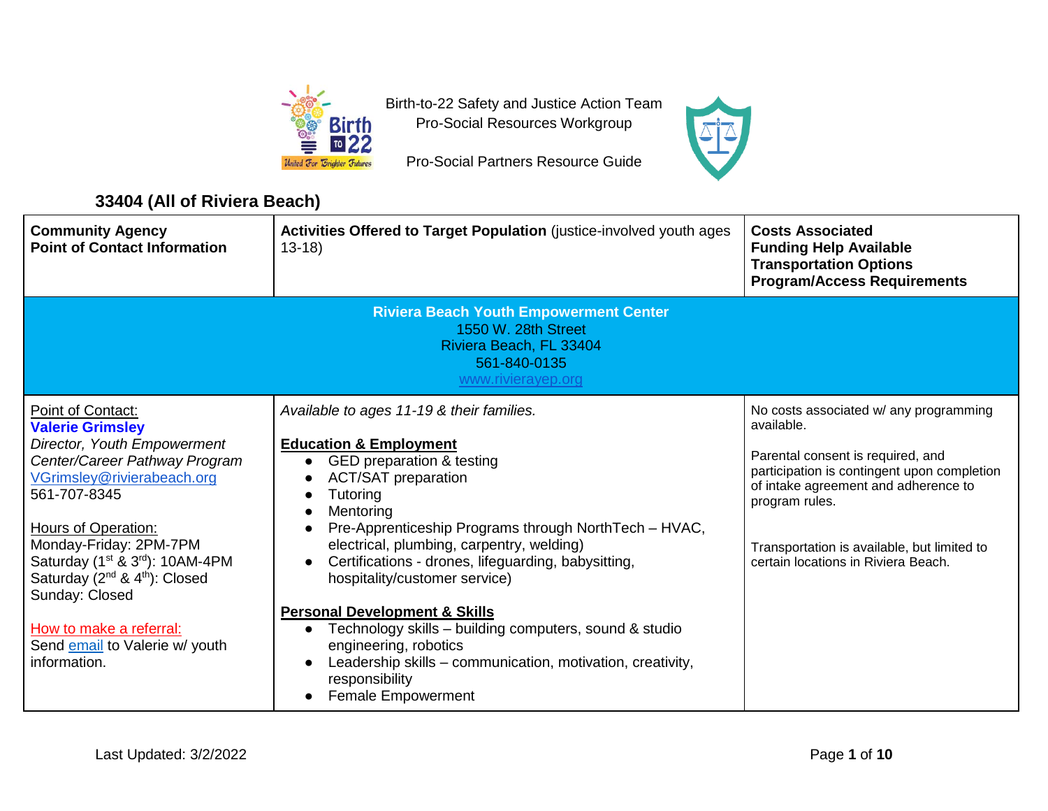Birth-to-22 Safety and Justice Action Team
Pro-Social Resources Workgroup

Pro-Social Partners Resource Guide

## 33404 (All of Riviera Beach)

| **Community Agency**<br>**Point of Contact Information** | **Activities Offered to Target Population** (justice-involved youth ages 13-18) | **Costs Associated**<br>**Funding Help Available**<br>**Transportation Options**<br>**Program/Access Requirements** |
|---|---|---|
| | **Riviera Beach Youth Empowerment Center**<br>1550 W. 28th Street<br>Riviera Beach, FL 33404<br>561-840-0135<br>www.rivierayep.org | |
| Point of Contact:<br>**Valerie Grimsley**<br>*Director, Youth Empowerment Center/Career Pathway Program*<br>VGrimsley@rivierabeach.org<br>561-707-8345<br><br>Hours of Operation:<br>Monday-Friday: 2PM-7PM<br>Saturday (1st & 3rd): 10AM-4PM<br>Saturday (2nd & 4th): Closed<br>Sunday: Closed<br><br>How to make a referral:<br>Send email to Valerie w/ youth information. | *Available to ages 11-19 & their families.*<br><br>**Education & Employment**<br>● GED preparation & testing<br>● ACT/SAT preparation<br>● Tutoring<br>● Mentoring<br>● Pre-Apprenticeship Programs through NorthTech – HVAC, electrical, plumbing, carpentry, welding)<br>● Certifications - drones, lifeguarding, babysitting, hospitality/customer service)<br><br>**Personal Development & Skills**<br>● Technology skills – building computers, sound & studio engineering, robotics<br>● Leadership skills – communication, motivation, creativity, responsibility<br>● Female Empowerment | No costs associated w/ any programming available.<br><br>Parental consent is required, and participation is contingent upon completion of intake agreement and adherence to program rules.<br><br>Transportation is available, but limited to certain locations in Riviera Beach. |

Last Updated: 3/2/2022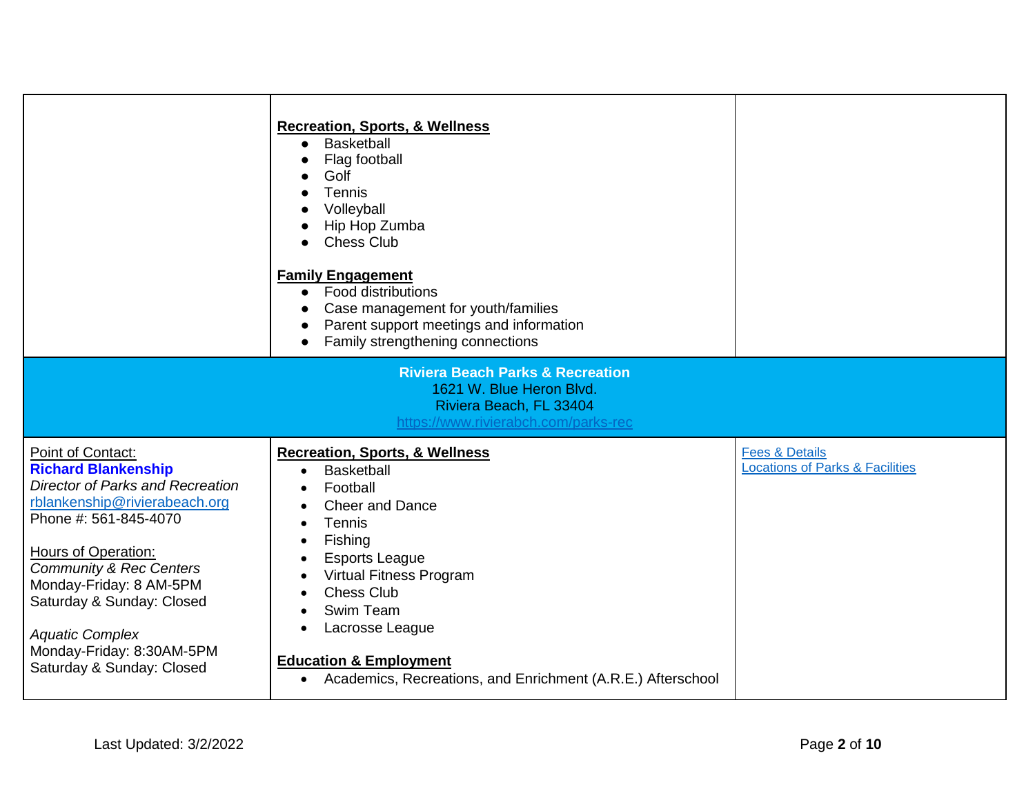| | | |
|---|---|---|
| | **Recreation, Sports, & Wellness**<br>• Basketball<br>• Flag football<br>• Golf<br>• Tennis<br>• Volleyball<br>• Hip Hop Zumba<br>• Chess Club<br><br>**Family Engagement**<br>• Food distributions<br>• Case management for youth/families<br>• Parent support meetings and information<br>• Family strengthening connections | |
| **Riviera Beach Parks & Recreation**<br>1621 W. Blue Heron Blvd.<br>Riviera Beach, FL 33404<br>https://www.rivierabch.com/parks-rec | | |
| Point of Contact:<br>**Richard Blankenship**<br>*Director of Parks and Recreation*<br>rblankenship@rivierabeach.org<br>Phone #: 561-845-4070<br><br>Hours of Operation:<br>*Community & Rec Centers*<br>Monday-Friday: 8 AM-5PM<br>Saturday & Sunday: Closed<br><br>*Aquatic Complex*<br>Monday-Friday: 8:30AM-5PM<br>Saturday & Sunday: Closed | **Recreation, Sports, & Wellness**<br>• Basketball<br>• Football<br>• Cheer and Dance<br>• Tennis<br>• Fishing<br>• Esports League<br>• Virtual Fitness Program<br>• Chess Club<br>• Swim Team<br>• Lacrosse League<br><br>**Education & Employment**<br>• Academics, Recreations, and Enrichment (A.R.E.) Afterschool | Fees & Details<br>Locations of Parks & Facilities |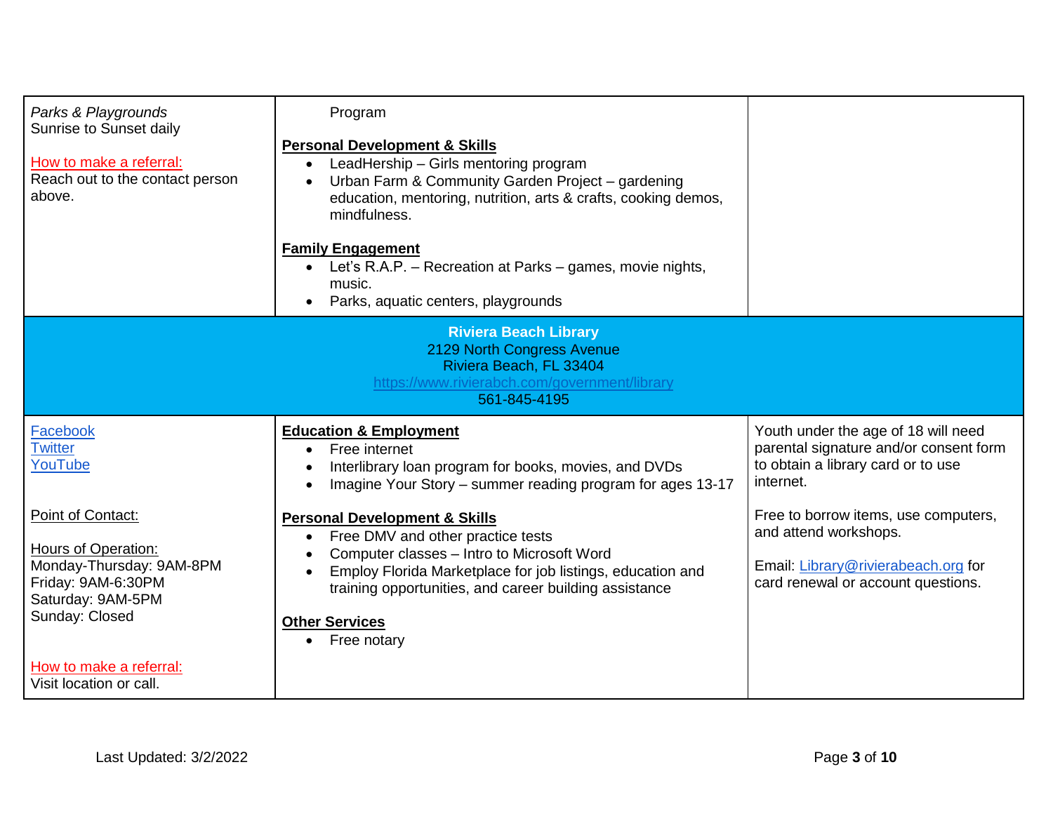| | | |
|---|---|---|
| *Parks & Playgrounds*<br>Sunrise to Sunset daily<br><br>How to make a referral:<br>Reach out to the contact person above. | Program<br><br>**Personal Development & Skills**<br>• LeadHership – Girls mentoring program<br>• Urban Farm & Community Garden Project – gardening education, mentoring, nutrition, arts & crafts, cooking demos, mindfulness.<br><br>**Family Engagement**<br>• Let's R.A.P. – Recreation at Parks – games, movie nights, music.<br>• Parks, aquatic centers, playgrounds | |
| **Riviera Beach Library**<br>2129 North Congress Avenue<br>Riviera Beach, FL 33404<br>https://www.rivierabch.com/government/library<br>561-845-4195 | | |
| Facebook<br>Twitter<br>YouTube<br><br>Point of Contact:<br><br>Hours of Operation:<br>Monday-Thursday: 9AM-8PM<br>Friday: 9AM-6:30PM<br>Saturday: 9AM-5PM<br>Sunday: Closed<br><br>How to make a referral:<br>Visit location or call. | **Education & Employment**<br>• Free internet<br>• Interlibrary loan program for books, movies, and DVDs<br>• Imagine Your Story – summer reading program for ages 13-17<br><br>**Personal Development & Skills**<br>• Free DMV and other practice tests<br>• Computer classes – Intro to Microsoft Word<br>• Employ Florida Marketplace for job listings, education and training opportunities, and career building assistance<br><br>**Other Services**<br>• Free notary | Youth under the age of 18 will need parental signature and/or consent form to obtain a library card or to use internet.<br><br>Free to borrow items, use computers, and attend workshops.<br><br>Email: Library@rivierabeach.org for card renewal or account questions. |

Last Updated: 3/2/2022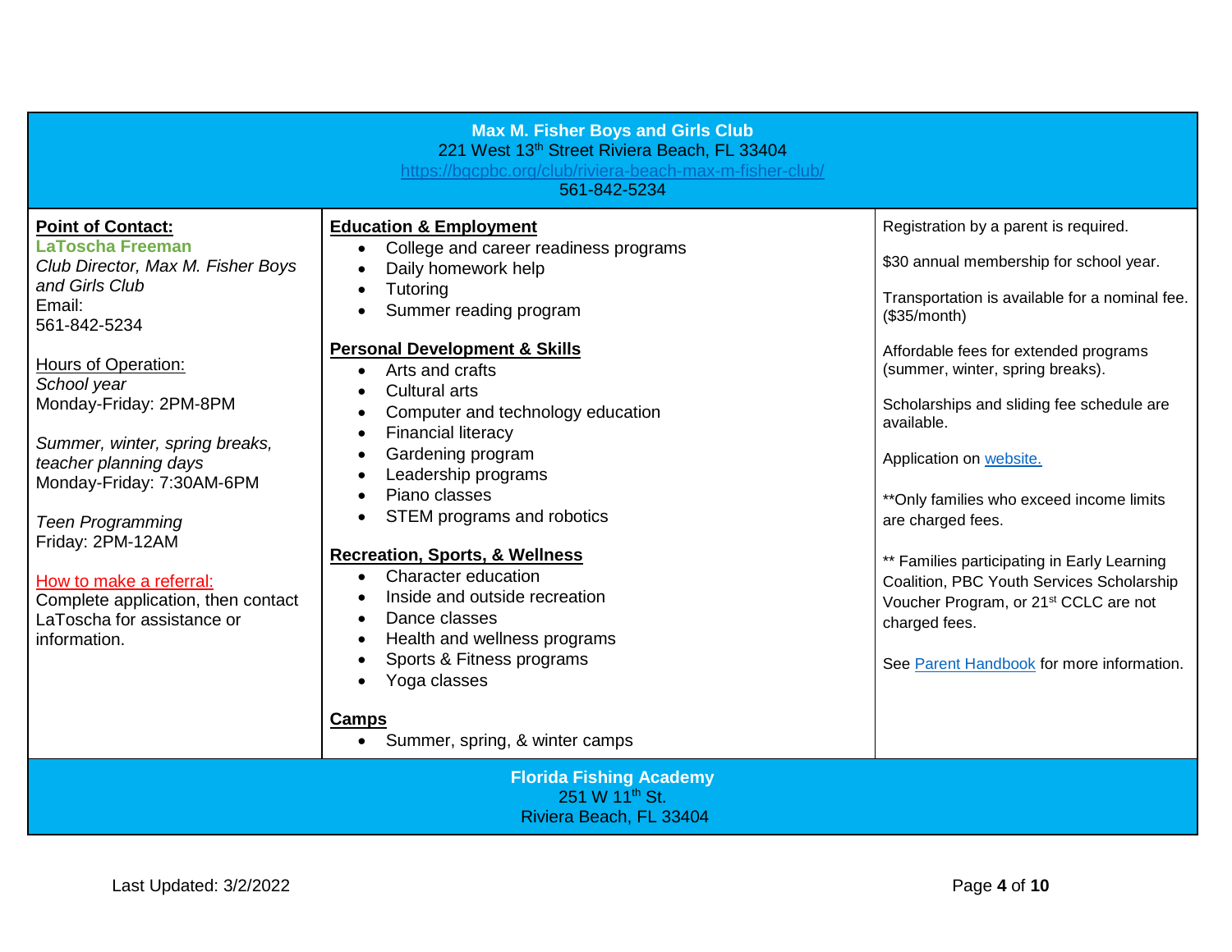## Max M. Fisher Boys and Girls Club

221 West 13th Street Riviera Beach, FL 33404

https://bgcpbc.org/club/riviera-beach-max-m-fisher-club/

561-842-5234

**Point of Contact:**

**LaToscha Freeman**

*Club Director, Max M. Fisher Boys and Girls Club*

Email:

561-842-5234

Hours of Operation:

*School year*

Monday-Friday: 2PM-8PM

*Summer, winter, spring breaks, teacher planning days*

Monday-Friday: 7:30AM-6PM

*Teen Programming*

Friday: 2PM-12AM

How to make a referral:

Complete application, then contact LaToscha for assistance or information.

**Education & Employment**

- College and career readiness programs
- Daily homework help
- Tutoring
- Summer reading program

**Personal Development & Skills**

- Arts and crafts
- Cultural arts
- Computer and technology education
- Financial literacy
- Gardening program
- Leadership programs
- Piano classes
- STEM programs and robotics

**Recreation, Sports, & Wellness**

- Character education
- Inside and outside recreation
- Dance classes
- Health and wellness programs
- Sports & Fitness programs
- Yoga classes

**Camps**

- Summer, spring, & winter camps

Registration by a parent is required.

$30 annual membership for school year.

Transportation is available for a nominal fee. ($35/month)

Affordable fees for extended programs (summer, winter, spring breaks).

Scholarships and sliding fee schedule are available.

Application on website.

**Only families who exceed income limits are charged fees.

** Families participating in Early Learning Coalition, PBC Youth Services Scholarship Voucher Program, or 21st CCLC are not charged fees.

See Parent Handbook for more information.

## Florida Fishing Academy

251 W 11th St.

Riviera Beach, FL 33404

Last Updated: 3/2/2022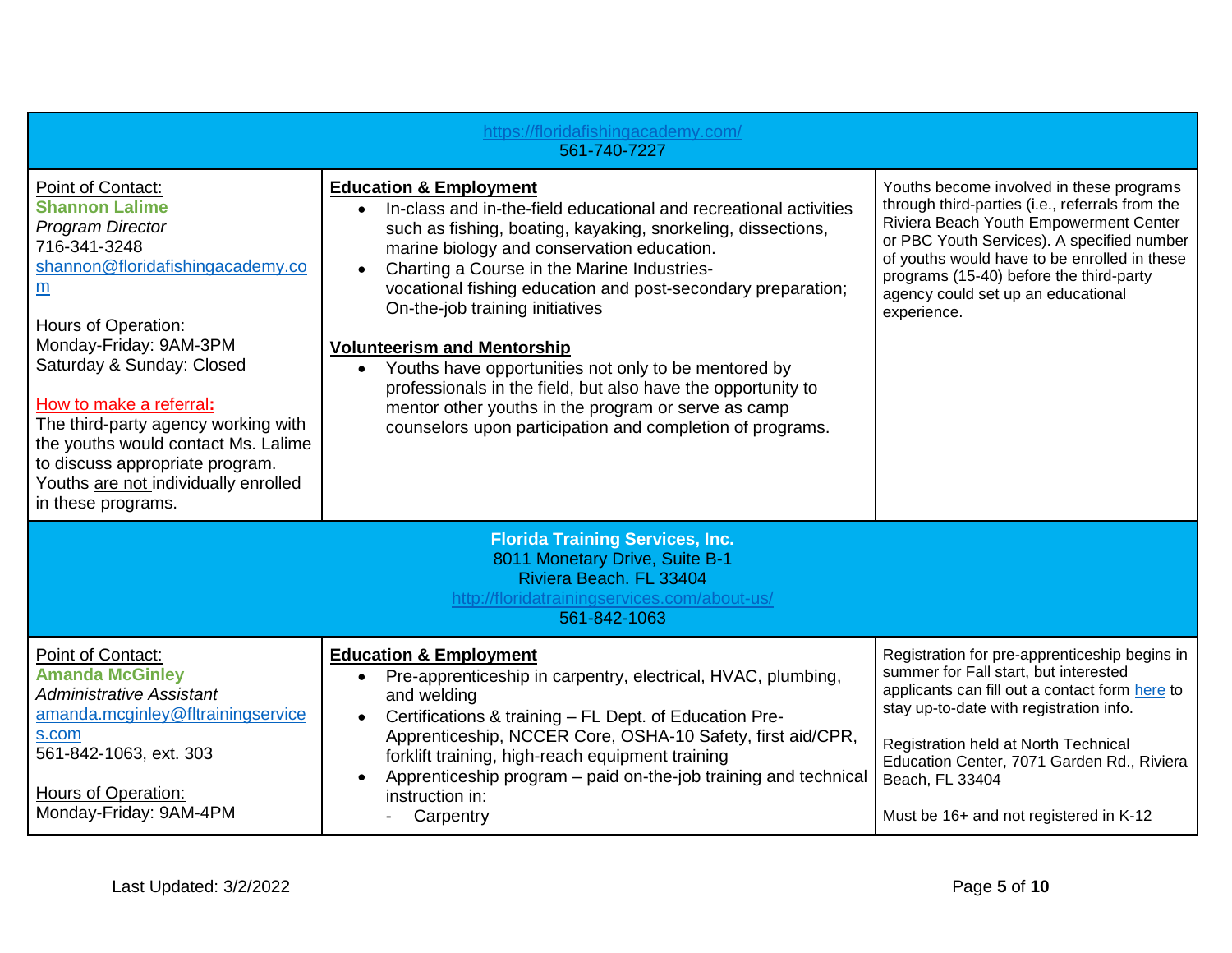| https://floridafishingacademy.com/ 561-740-7227 | | |
|---|---|---|
| Point of Contact:<br>**Shannon Lalime**<br>*Program Director*<br>716-341-3248<br>shannon@floridafishingacademy.com<br><br>Hours of Operation:<br>Monday-Friday: 9AM-3PM<br>Saturday & Sunday: Closed<br><br>How to make a referral:<br>The third-party agency working with the youths would contact Ms. Lalime to discuss appropriate program. Youths are not individually enrolled in these programs. | **Education & Employment**<br>• In-class and in-the-field educational and recreational activities such as fishing, boating, kayaking, snorkeling, dissections, marine biology and conservation education.<br>• Charting a Course in the Marine Industries- vocational fishing education and post-secondary preparation; On-the-job training initiatives<br><br>**Volunteerism and Mentorship**<br>• Youths have opportunities not only to be mentored by professionals in the field, but also have the opportunity to mentor other youths in the program or serve as camp counselors upon participation and completion of programs. | Youths become involved in these programs through third-parties (i.e., referrals from the Riviera Beach Youth Empowerment Center or PBC Youth Services). A specified number of youths would have to be enrolled in these programs (15-40) before the third-party agency could set up an educational experience. |
| **Florida Training Services, Inc.**<br>8011 Monetary Drive, Suite B-1<br>Riviera Beach. FL 33404<br>http://floridatrainingservices.com/about-us/<br>561-842-1063 | | |
| Point of Contact:<br>**Amanda McGinley**<br>*Administrative Assistant*<br>amanda.mcginley@fltrainingservices.com<br>561-842-1063, ext. 303<br><br>Hours of Operation:<br>Monday-Friday: 9AM-4PM | **Education & Employment**<br>• Pre-apprenticeship in carpentry, electrical, HVAC, plumbing, and welding<br>• Certifications & training – FL Dept. of Education Pre-Apprenticeship, NCCER Core, OSHA-10 Safety, first aid/CPR, forklift training, high-reach equipment training<br>• Apprenticeship program – paid on-the-job training and technical instruction in:<br>- Carpentry | Registration for pre-apprenticeship begins in summer for Fall start, but interested applicants can fill out a contact form here to stay up-to-date with registration info.<br><br>Registration held at North Technical Education Center, 7071 Garden Rd., Riviera Beach, FL 33404<br><br>Must be 16+ and not registered in K-12 |

Last Updated: 3/2/2022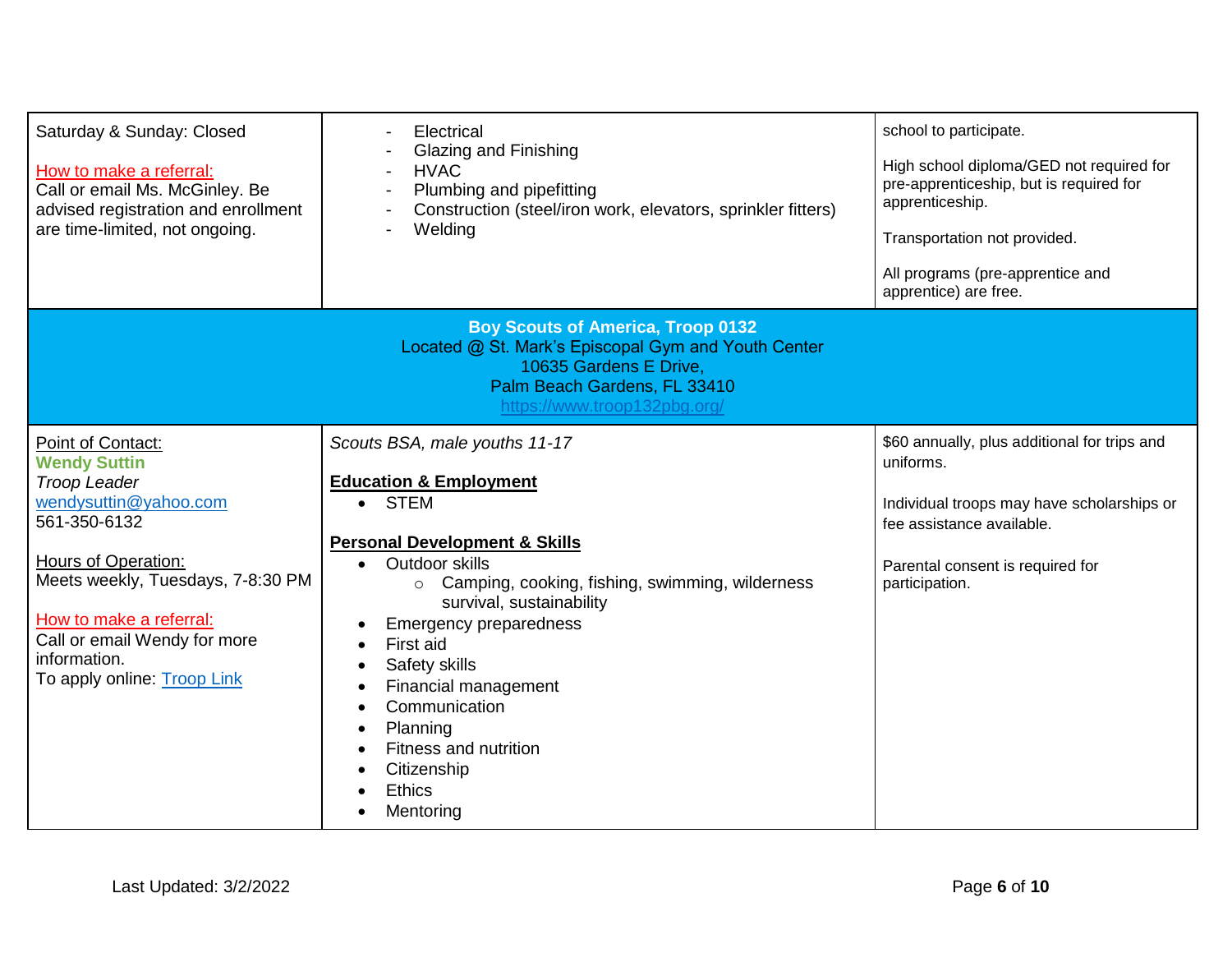| | | |
|---|---|---|
| Saturday & Sunday: Closed<br><br>How to make a referral:<br>Call or email Ms. McGinley. Be advised registration and enrollment are time-limited, not ongoing. | - Electrical<br>- Glazing and Finishing<br>- HVAC<br>- Plumbing and pipefitting<br>- Construction (steel/iron work, elevators, sprinkler fitters)<br>- Welding | school to participate.<br><br>High school diploma/GED not required for pre-apprenticeship, but is required for apprenticeship.<br><br>Transportation not provided.<br><br>All programs (pre-apprentice and apprentice) are free. |
| **Boy Scouts of America, Troop 0132**<br>Located @ St. Mark's Episcopal Gym and Youth Center<br>10635 Gardens E Drive,<br>Palm Beach Gardens, FL 33410<br>https://www.troop132pbg.org/ | | |
| Point of Contact:<br>**Wendy Suttin**<br>*Troop Leader*<br>wendysuttin@yahoo.com<br>561-350-6132<br><br>Hours of Operation:<br>Meets weekly, Tuesdays, 7-8:30 PM<br><br>How to make a referral:<br>Call or email Wendy for more information.<br>To apply online: Troop Link | *Scouts BSA, male youths 11-17*<br><br>**Education & Employment**<br>• STEM<br><br>**Personal Development & Skills**<br>• Outdoor skills<br>&nbsp;&nbsp;&nbsp;&nbsp;○ Camping, cooking, fishing, swimming, wilderness survival, sustainability<br>• Emergency preparedness<br>• First aid<br>• Safety skills<br>• Financial management<br>• Communication<br>• Planning<br>• Fitness and nutrition<br>• Citizenship<br>• Ethics<br>• Mentoring | $60 annually, plus additional for trips and uniforms.<br><br>Individual troops may have scholarships or fee assistance available.<br><br>Parental consent is required for participation. |

Last Updated: 3/2/2022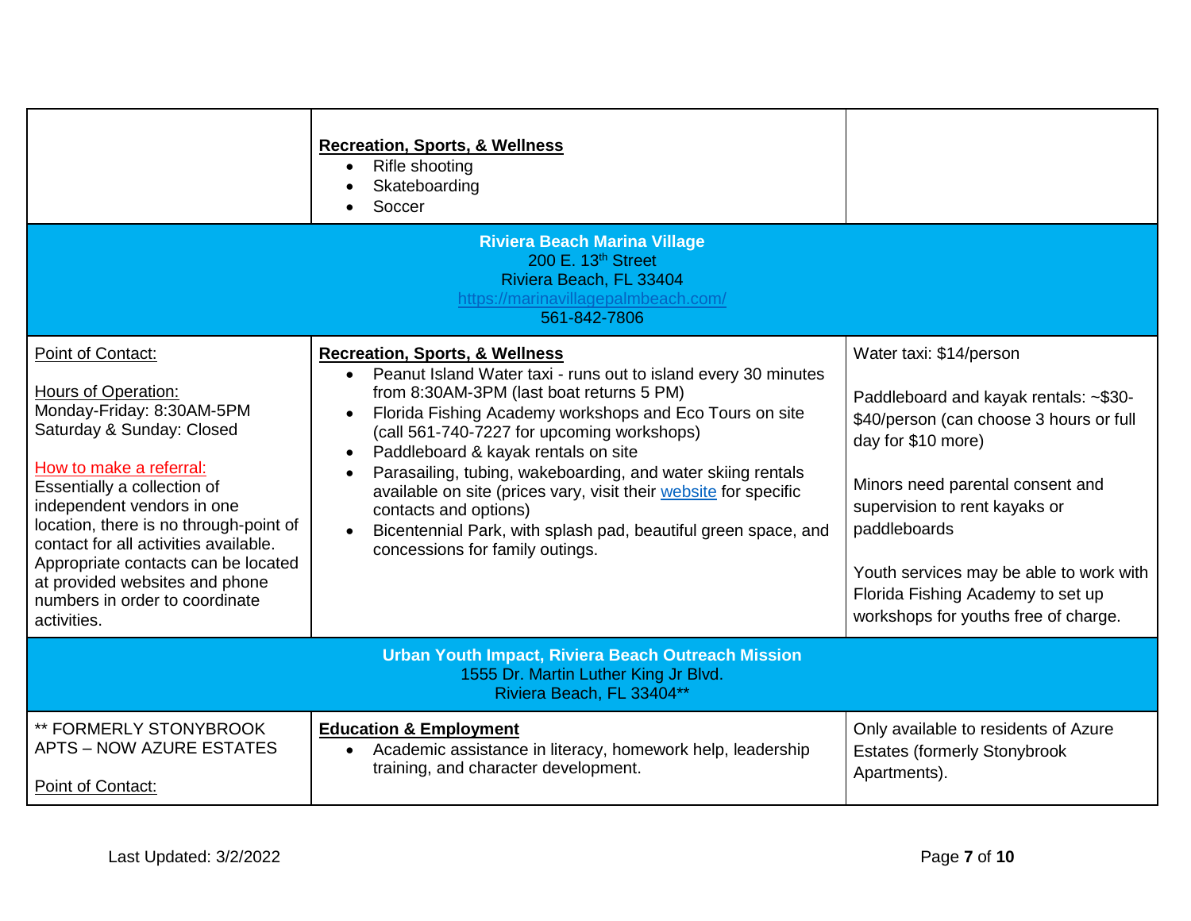| | | |
|---|---|---|
| | **Recreation, Sports, & Wellness**<br>• Rifle shooting<br>• Skateboarding<br>• Soccer | |
| | **Riviera Beach Marina Village**<br>200 E. 13th Street<br>Riviera Beach, FL 33404<br>https://marinavillagepalmbeach.com/<br>561-842-7806 | |
| Point of Contact:<br><br>Hours of Operation:<br>Monday-Friday: 8:30AM-5PM<br>Saturday & Sunday: Closed<br><br>How to make a referral:<br>Essentially a collection of independent vendors in one location, there is no through-point of contact for all activities available. Appropriate contacts can be located at provided websites and phone numbers in order to coordinate activities. | **Recreation, Sports, & Wellness**<br>• Peanut Island Water taxi - runs out to island every 30 minutes from 8:30AM-3PM (last boat returns 5 PM)<br>• Florida Fishing Academy workshops and Eco Tours on site (call 561-740-7227 for upcoming workshops)<br>• Paddleboard & kayak rentals on site<br>• Parasailing, tubing, wakeboarding, and water skiing rentals available on site (prices vary, visit their website for specific contacts and options)<br>• Bicentennial Park, with splash pad, beautiful green space, and concessions for family outings. | Water taxi: $14/person<br><br>Paddleboard and kayak rentals: ~$30-$40/person (can choose 3 hours or full day for $10 more)<br><br>Minors need parental consent and supervision to rent kayaks or paddleboards<br><br>Youth services may be able to work with Florida Fishing Academy to set up workshops for youths free of charge. |
| | **Urban Youth Impact, Riviera Beach Outreach Mission**<br>1555 Dr. Martin Luther King Jr Blvd.<br>Riviera Beach, FL 33404** | |
| ** FORMERLY STONYBROOK APTS – NOW AZURE ESTATES<br><br>Point of Contact: | **Education & Employment**<br>• Academic assistance in literacy, homework help, leadership training, and character development. | Only available to residents of Azure Estates (formerly Stonybrook Apartments). |

Last Updated: 3/2/2022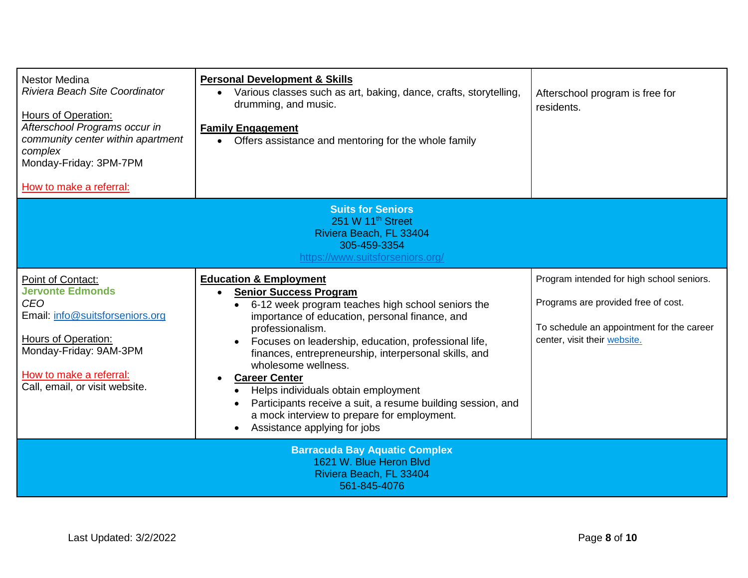| | | |
|---|---|---|
| Nestor Medina<br>*Riviera Beach Site Coordinator*<br><br>Hours of Operation:<br>*Afterschool Programs occur in community center within apartment complex*<br>Monday-Friday: 3PM-7PM<br><br>How to make a referral: | **Personal Development & Skills**<br>• Various classes such as art, baking, dance, crafts, storytelling, drumming, and music.<br><br>**Family Engagement**<br>• Offers assistance and mentoring for the whole family | Afterschool program is free for residents. |
| **Suits for Seniors**<br>251 W 11th Street<br>Riviera Beach, FL 33404<br>305-459-3354<br>https://www.suitsforseniors.org/ | | |
| Point of Contact:<br>**Jervonte Edmonds**<br>*CEO*<br>Email: info@suitsforseniors.org<br><br>Hours of Operation:<br>Monday-Friday: 9AM-3PM<br><br>How to make a referral:<br>Call, email, or visit website. | **Education & Employment**<br>• **Senior Success Program**<br>  ◦ 6-12 week program teaches high school seniors the importance of education, personal finance, and professionalism.<br>  ◦ Focuses on leadership, education, professional life, finances, entrepreneurship, interpersonal skills, and wholesome wellness.<br>• **Career Center**<br>  ◦ Helps individuals obtain employment<br>  ◦ Participants receive a suit, a resume building session, and a mock interview to prepare for employment.<br>  ◦ Assistance applying for jobs | Program intended for high school seniors.<br><br>Programs are provided free of cost.<br><br>To schedule an appointment for the career center, visit their website. |
| **Barracuda Bay Aquatic Complex**<br>1621 W. Blue Heron Blvd<br>Riviera Beach, FL 33404<br>561-845-4076 | | |

Last Updated: 3/2/2022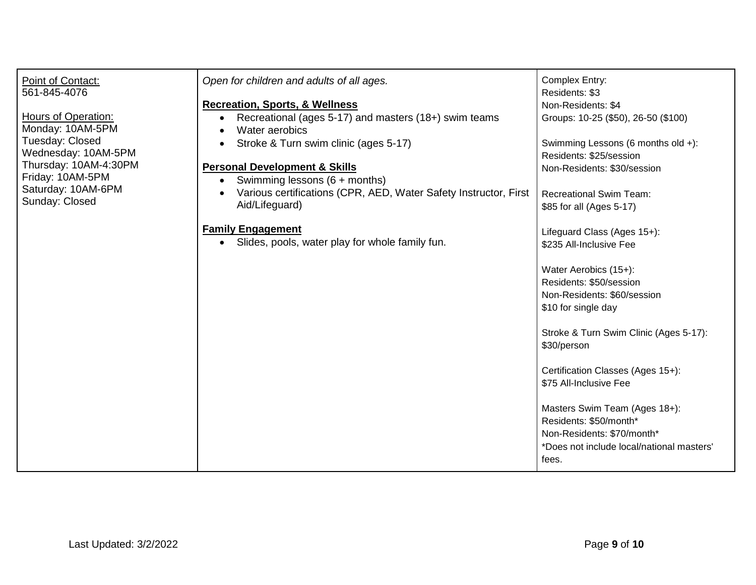| Point of Contact:<br>561-845-4076<br><br>Hours of Operation:<br>Monday: 10AM-5PM<br>Tuesday: Closed<br>Wednesday: 10AM-5PM<br>Thursday: 10AM-4:30PM<br>Friday: 10AM-5PM<br>Saturday: 10AM-6PM<br>Sunday: Closed | *Open for children and adults of all ages.*<br><br>**Recreation, Sports, & Wellness**<br>• Recreational (ages 5-17) and masters (18+) swim teams<br>• Water aerobics<br>• Stroke & Turn swim clinic (ages 5-17)<br><br>**Personal Development & Skills**<br>• Swimming lessons (6 + months)<br>• Various certifications (CPR, AED, Water Safety Instructor, First Aid/Lifeguard)<br><br>**Family Engagement**<br>• Slides, pools, water play for whole family fun. | Complex Entry:<br>Residents: $3<br>Non-Residents: $4<br>Groups: 10-25 ($50), 26-50 ($100)<br><br>Swimming Lessons (6 months old +):<br>Residents: $25/session<br>Non-Residents: $30/session<br><br>Recreational Swim Team:<br>$85 for all (Ages 5-17)<br><br>Lifeguard Class (Ages 15+):<br>$235 All-Inclusive Fee<br><br>Water Aerobics (15+):<br>Residents: $50/session<br>Non-Residents: $60/session<br>$10 for single day<br><br>Stroke & Turn Swim Clinic (Ages 5-17):<br>$30/person<br><br>Certification Classes (Ages 15+):<br>$75 All-Inclusive Fee<br><br>Masters Swim Team (Ages 18+):<br>Residents: $50/month*<br>Non-Residents: $70/month*<br>*Does not include local/national masters' fees. |
|---|---|---|

Last Updated: 3/2/2022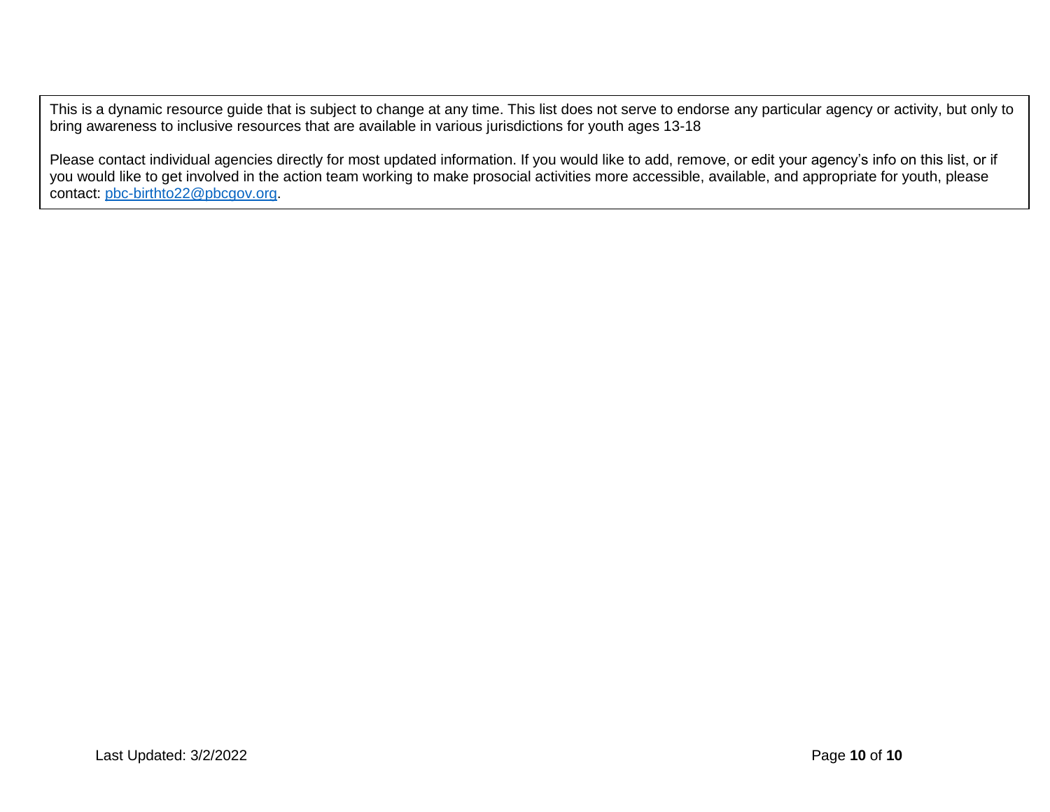This is a dynamic resource guide that is subject to change at any time. This list does not serve to endorse any particular agency or activity, but only to bring awareness to inclusive resources that are available in various jurisdictions for youth ages 13-18

Please contact individual agencies directly for most updated information. If you would like to add, remove, or edit your agency's info on this list, or if you would like to get involved in the action team working to make prosocial activities more accessible, available, and appropriate for youth, please contact: pbc-birthto22@pbcgov.org.

Last Updated: 3/2/2022